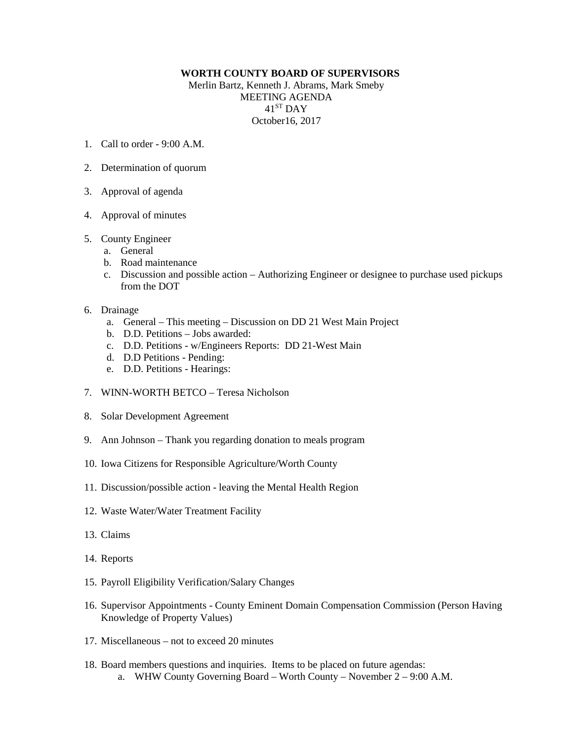**WORTH COUNTY BOARD OF SUPERVISORS**

Merlin Bartz, Kenneth J. Abrams, Mark Smeby

MEETING AGENDA

41ST DAY

October16, 2017

1. Call to order - 9:00 A.M.

2. Determination of quorum

3. Approval of agenda

4. Approval of minutes

5. County Engineer
   a. General
   b. Road maintenance
   c. Discussion and possible action – Authorizing Engineer or designee to purchase used pickups from the DOT

6. Drainage
   a. General – This meeting – Discussion on DD 21 West Main Project
   b. D.D. Petitions – Jobs awarded:
   c. D.D. Petitions - w/Engineers Reports: DD 21-West Main
   d. D.D Petitions - Pending:
   e. D.D. Petitions - Hearings:

7. WINN-WORTH BETCO – Teresa Nicholson

8. Solar Development Agreement

9. Ann Johnson – Thank you regarding donation to meals program

10. Iowa Citizens for Responsible Agriculture/Worth County

11. Discussion/possible action - leaving the Mental Health Region

12. Waste Water/Water Treatment Facility

13. Claims

14. Reports

15. Payroll Eligibility Verification/Salary Changes

16. Supervisor Appointments - County Eminent Domain Compensation Commission (Person Having Knowledge of Property Values)

17. Miscellaneous – not to exceed 20 minutes

18. Board members questions and inquiries. Items to be placed on future agendas:
    a. WHW County Governing Board – Worth County – November 2 – 9:00 A.M.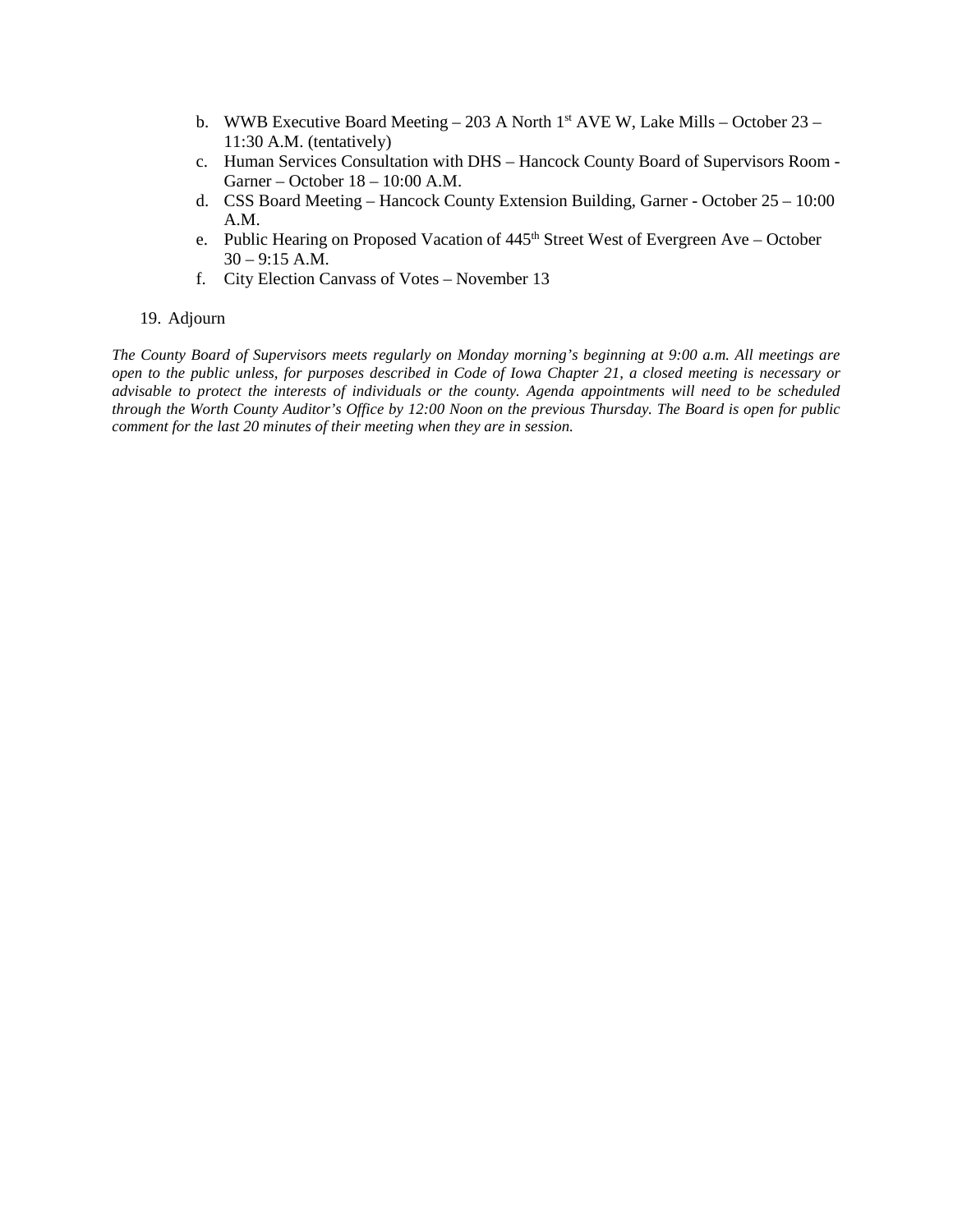b. WWB Executive Board Meeting – 203 A North 1st AVE W, Lake Mills – October 23 – 11:30 A.M. (tentatively)
   c. Human Services Consultation with DHS – Hancock County Board of Supervisors Room - Garner – October 18 – 10:00 A.M.
   d. CSS Board Meeting – Hancock County Extension Building, Garner - October 25 – 10:00 A.M.
   e. Public Hearing on Proposed Vacation of 445th Street West of Evergreen Ave – October 30 – 9:15 A.M.
   f. City Election Canvass of Votes – November 13

19. Adjourn

*The County Board of Supervisors meets regularly on Monday morning's beginning at 9:00 a.m. All meetings are open to the public unless, for purposes described in Code of Iowa Chapter 21, a closed meeting is necessary or advisable to protect the interests of individuals or the county. Agenda appointments will need to be scheduled through the Worth County Auditor's Office by 12:00 Noon on the previous Thursday. The Board is open for public comment for the last 20 minutes of their meeting when they are in session.*